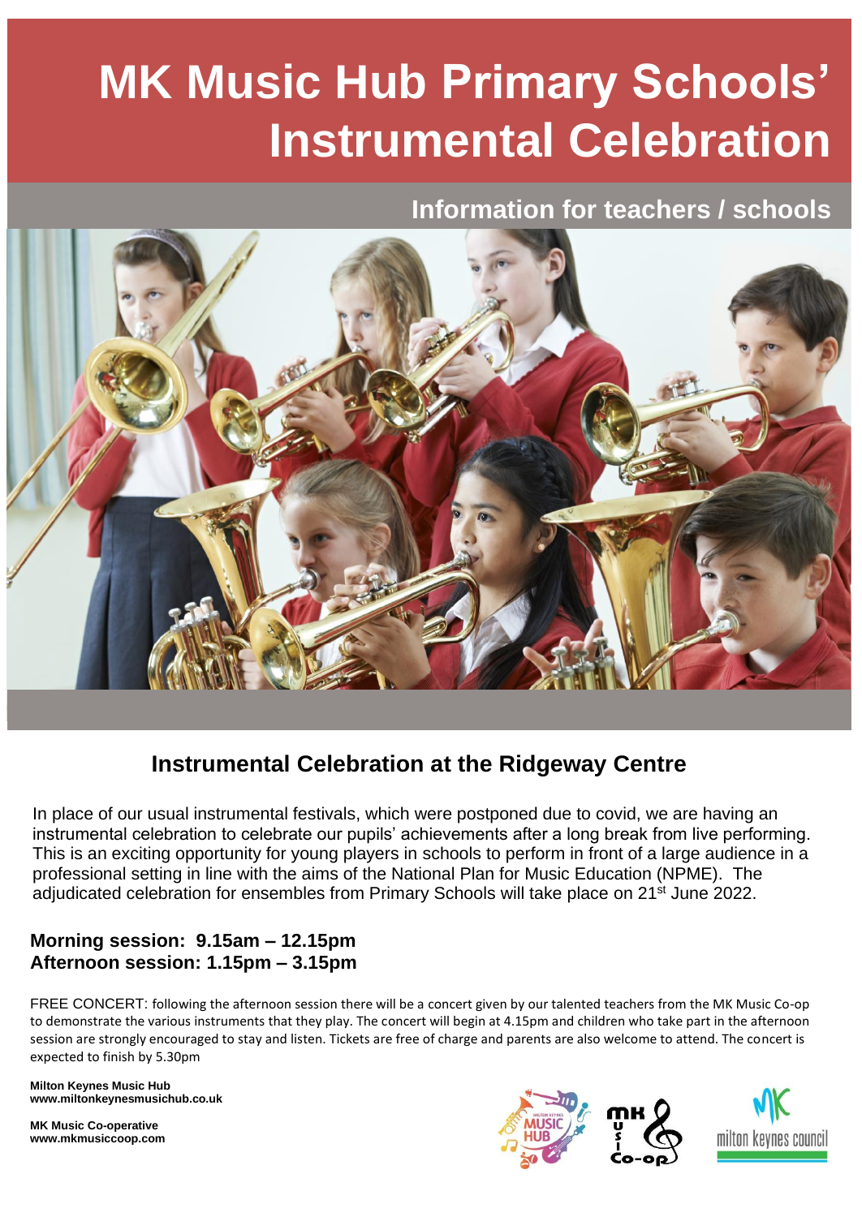# MK Music Hub Primary Schools' Instrumental Celebration

## Information for teachers / schools

## Instrumental Celebration at the Ridgeway Centre

In place of our usual instrumental festivals, which were postponed due to covid, we are having an instrumental celebration to celebrate our pupils' achievements after a long break from live performing. This is an exciting opportunity for young players in schools to perform in front of a large audience in a professional setting in line with the aims of the National Plan for Music Education (NPME). The adjudicated celebration for ensembles from Primary Schools will take place on 21st June 2022.

**Morning session: 9.15am – 12.15pm**
**Afternoon session: 1.15pm – 3.15pm**

FREE CONCERT: following the afternoon session there will be a concert given by our talented teachers from the MK Music Co-op to demonstrate the various instruments that they play. The concert will begin at 4.15pm and children who take part in the afternoon session are strongly encouraged to stay and listen. Tickets are free of charge and parents are also welcome to attend. The concert is expected to finish by 5.30pm

**Milton Keynes Music Hub**
**www.miltonkeynesmusichub.co.uk**

**MK Music Co-operative**
**www.mkmusiccoop.com**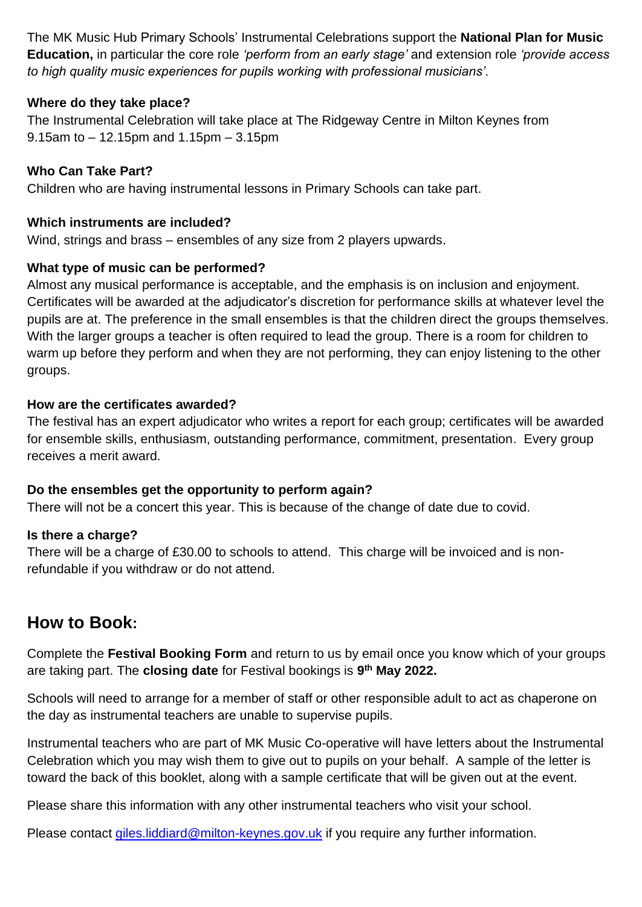The MK Music Hub Primary Schools' Instrumental Celebrations support the **National Plan for Music Education,** in particular the core role *'perform from an early stage'* and extension role *'provide access to high quality music experiences for pupils working with professional musicians'.*

**Where do they take place?**
The Instrumental Celebration will take place at The Ridgeway Centre in Milton Keynes from 9.15am to – 12.15pm and 1.15pm – 3.15pm

**Who Can Take Part?**
Children who are having instrumental lessons in Primary Schools can take part.

**Which instruments are included?**
Wind, strings and brass – ensembles of any size from 2 players upwards.

**What type of music can be performed?**
Almost any musical performance is acceptable, and the emphasis is on inclusion and enjoyment. Certificates will be awarded at the adjudicator's discretion for performance skills at whatever level the pupils are at. The preference in the small ensembles is that the children direct the groups themselves. With the larger groups a teacher is often required to lead the group. There is a room for children to warm up before they perform and when they are not performing, they can enjoy listening to the other groups.

**How are the certificates awarded?**
The festival has an expert adjudicator who writes a report for each group; certificates will be awarded for ensemble skills, enthusiasm, outstanding performance, commitment, presentation. Every group receives a merit award.

**Do the ensembles get the opportunity to perform again?**
There will not be a concert this year. This is because of the change of date due to covid.

**Is there a charge?**
There will be a charge of £30.00 to schools to attend. This charge will be invoiced and is non-refundable if you withdraw or do not attend.

## How to Book:

Complete the **Festival Booking Form** and return to us by email once you know which of your groups are taking part. The **closing date** for Festival bookings is **9th May 2022.**

Schools will need to arrange for a member of staff or other responsible adult to act as chaperone on the day as instrumental teachers are unable to supervise pupils.

Instrumental teachers who are part of MK Music Co-operative will have letters about the Instrumental Celebration which you may wish them to give out to pupils on your behalf. A sample of the letter is toward the back of this booklet, along with a sample certificate that will be given out at the event.

Please share this information with any other instrumental teachers who visit your school.

Please contact giles.liddiard@milton-keynes.gov.uk if you require any further information.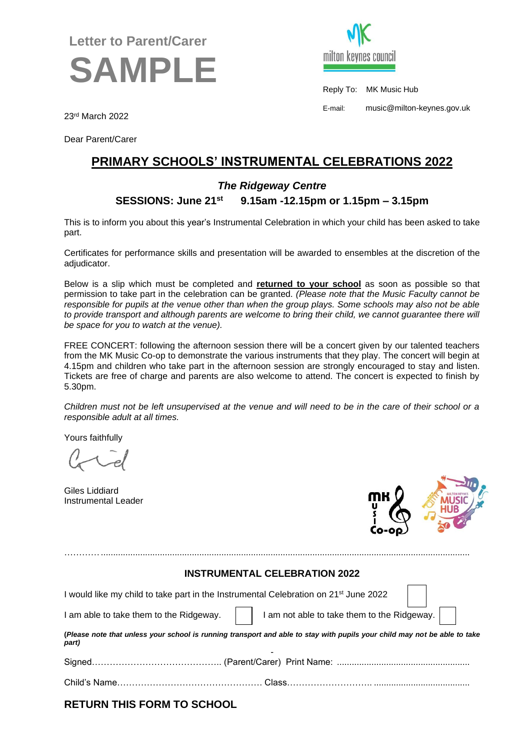Letter to Parent/Carer

# SAMPLE

Reply To: MK Music Hub

E-mail: music@milton-keynes.gov.uk

23rd March 2022

Dear Parent/Carer

## PRIMARY SCHOOLS' INSTRUMENTAL CELEBRATIONS 2022

***The Ridgeway Centre***

**SESSIONS: June 21st 9.15am -12.15pm or 1.15pm – 3.15pm**

This is to inform you about this year's Instrumental Celebration in which your child has been asked to take part.

Certificates for performance skills and presentation will be awarded to ensembles at the discretion of the adjudicator.

Below is a slip which must be completed and **returned to your school** as soon as possible so that permission to take part in the celebration can be granted. *(Please note that the Music Faculty cannot be responsible for pupils at the venue other than when the group plays. Some schools may also not be able to provide transport and although parents are welcome to bring their child, we cannot guarantee there will be space for you to watch at the venue).*

FREE CONCERT: following the afternoon session there will be a concert given by our talented teachers from the MK Music Co-op to demonstrate the various instruments that they play. The concert will begin at 4.15pm and children who take part in the afternoon session are strongly encouraged to stay and listen. Tickets are free of charge and parents are also welcome to attend. The concert is expected to finish by 5.30pm.

*Children must not be left unsupervised at the venue and will need to be in the care of their school or a responsible adult at all times.*

Yours faithfully

Giles Liddiard
Instrumental Leader

---

### INSTRUMENTAL CELEBRATION 2022

I would like my child to take part in the Instrumental Celebration on 21st June 2022 ☐

I am able to take them to the Ridgeway. ☐ I am not able to take them to the Ridgeway. ☐

***(Please note that unless your school is running transport and able to stay with pupils your child may not be able to take part)***

Signed…………………………………….. (Parent/Carer) Print Name: ...................................................

Child's Name………………………………………… Class……………………….. .....................................

**RETURN THIS FORM TO SCHOOL**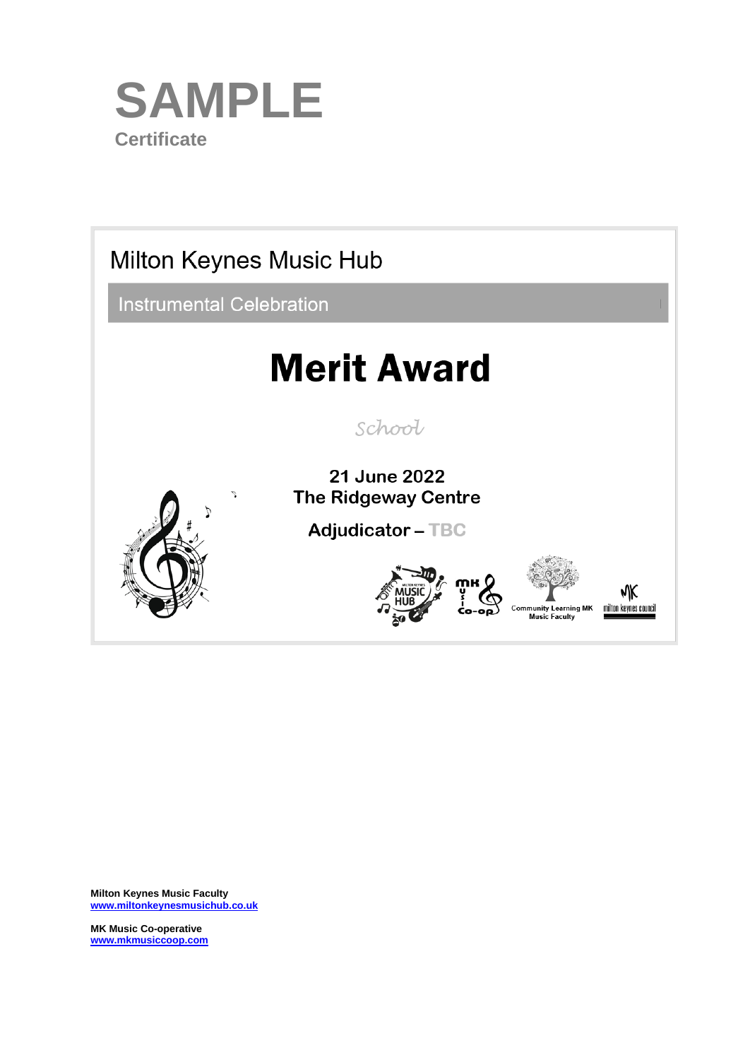# SAMPLE

Certificate

Milton Keynes Music Hub

Instrumental Celebration

## Merit Award

*School*

**21 June 2022**
**The Ridgeway Centre**

**Adjudicator – TBC**

Community Learning MK Music Faculty

milton keynes council

**Milton Keynes Music Faculty**
www.miltonkeynesmusichub.co.uk

**MK Music Co-operative**
www.mkmusiccoop.com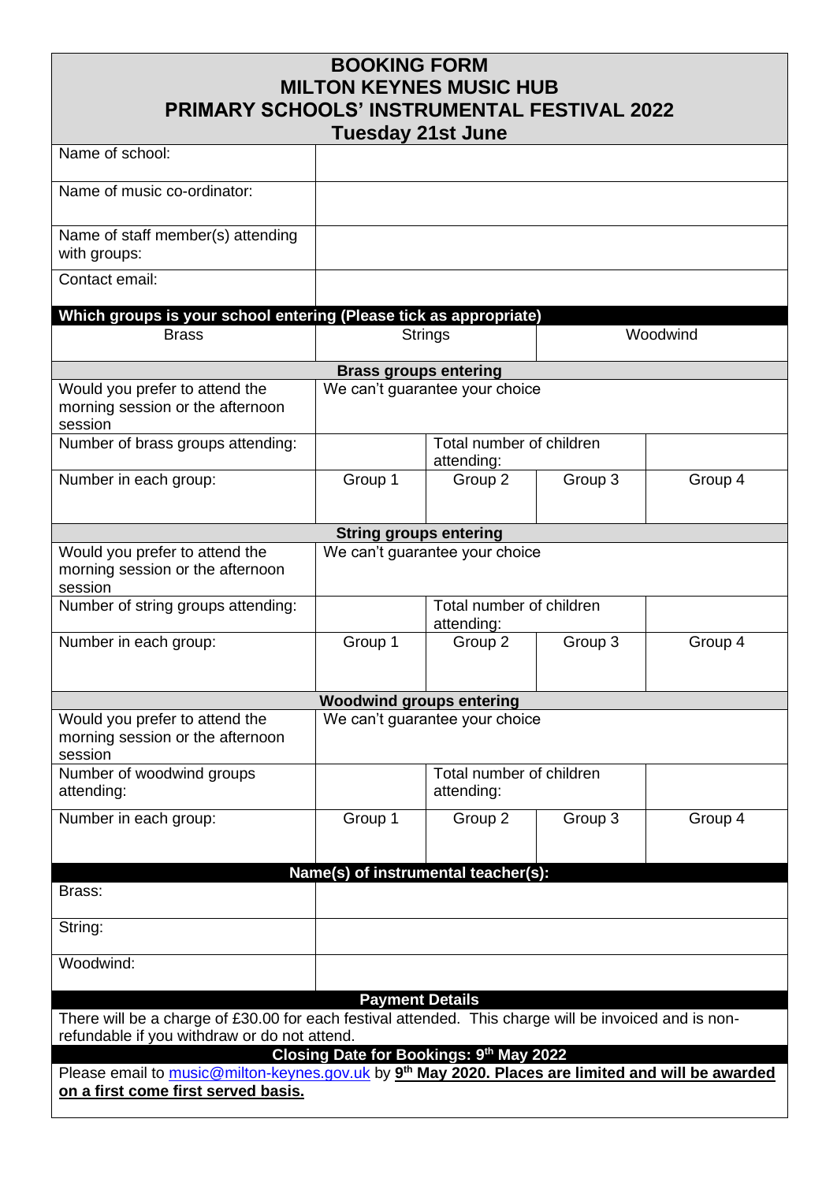# BOOKING FORM
# MILTON KEYNES MUSIC HUB
# PRIMARY SCHOOLS' INSTRUMENTAL FESTIVAL 2022
## Tuesday 21st June

| | |
|---|---|
| Name of school: | |
| Name of music co-ordinator: | |
| Name of staff member(s) attending with groups: | |
| Contact email: | |

**Which groups is your school entering (Please tick as appropriate)**

| Brass | Strings | Woodwind |
|---|---|---|
| | | |

**Brass groups entering**

| | | | | |
|---|---|---|---|---|
| Would you prefer to attend the morning session or the afternoon session | We can't guarantee your choice | | | |
| Number of brass groups attending: | | Total number of children attending: | | |
| Number in each group: | Group 1 | Group 2 | Group 3 | Group 4 |

**String groups entering**

| | | | | |
|---|---|---|---|---|
| Would you prefer to attend the morning session or the afternoon session | We can't guarantee your choice | | | |
| Number of string groups attending: | | Total number of children attending: | | |
| Number in each group: | Group 1 | Group 2 | Group 3 | Group 4 |

**Woodwind groups entering**

| | | | | |
|---|---|---|---|---|
| Would you prefer to attend the morning session or the afternoon session | We can't guarantee your choice | | | |
| Number of woodwind groups attending: | | Total number of children attending: | | |
| Number in each group: | Group 1 | Group 2 | Group 3 | Group 4 |

**Name(s) of instrumental teacher(s):**

| | |
|---|---|
| Brass: | |
| String: | |
| Woodwind: | |

**Payment Details**

There will be a charge of £30.00 for each festival attended. This charge will be invoiced and is non-refundable if you withdraw or do not attend.

**Closing Date for Bookings: 9th May 2022**

Please email to music@milton-keynes.gov.uk by **9th May 2020. Places are limited and will be awarded on a first come first served basis.**